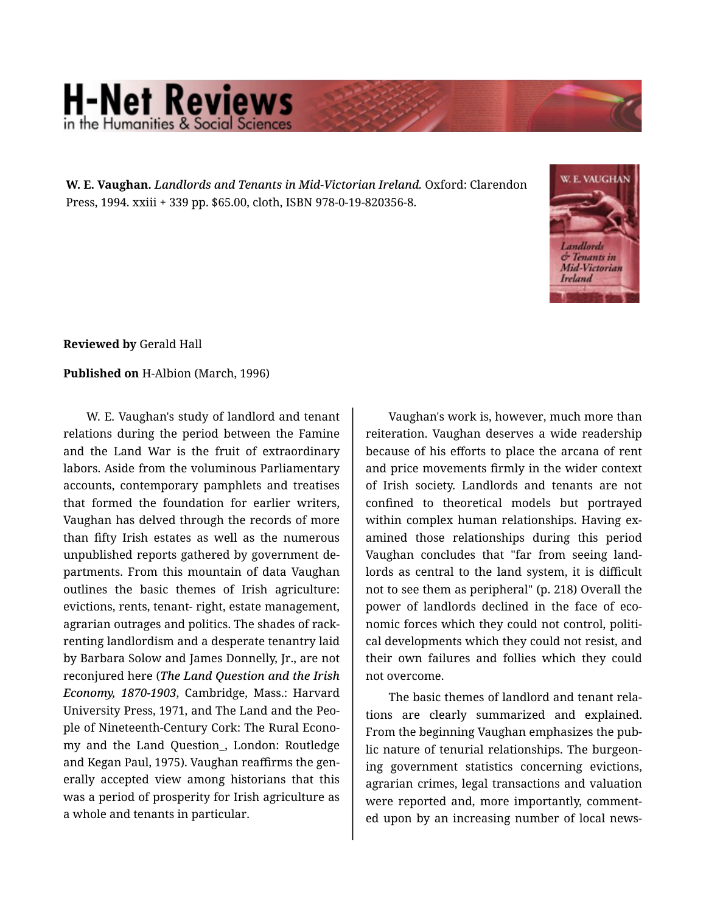**W. E. Vaughan.** *Landlords and Tenants in Mid-Victorian Ireland.* Oxford: Clarendon Press, 1994. xxiii + 339 pp. $65.00, cloth, ISBN 978-0-19-820356-8.

**Reviewed by** Gerald Hall

**Published on** H-Albion (March, 1996)

W. E. Vaughan's study of landlord and tenant relations during the period between the Famine and the Land War is the fruit of extraordinary labors. Aside from the voluminous Parliamentary accounts, contemporary pamphlets and treatises that formed the foundation for earlier writers, Vaughan has delved through the records of more than fifty Irish estates as well as the numerous unpublished reports gathered by government departments. From this mountain of data Vaughan outlines the basic themes of Irish agriculture: evictions, rents, tenant- right, estate management, agrarian outrages and politics. The shades of rack-renting landlordism and a desperate tenantry laid by Barbara Solow and James Donnelly, Jr., are not reconjured here (***The Land Question and the Irish Economy, 1870-1903***, Cambridge, Mass.: Harvard University Press, 1971, and The Land and the People of Nineteenth-Century Cork: The Rural Economy and the Land Question_, London: Routledge and Kegan Paul, 1975). Vaughan reaffirms the generally accepted view among historians that this was a period of prosperity for Irish agriculture as a whole and tenants in particular.

Vaughan's work is, however, much more than reiteration. Vaughan deserves a wide readership because of his efforts to place the arcana of rent and price movements firmly in the wider context of Irish society. Landlords and tenants are not confined to theoretical models but portrayed within complex human relationships. Having examined those relationships during this period Vaughan concludes that "far from seeing landlords as central to the land system, it is difficult not to see them as peripheral" (p. 218) Overall the power of landlords declined in the face of economic forces which they could not control, political developments which they could not resist, and their own failures and follies which they could not overcome.

The basic themes of landlord and tenant relations are clearly summarized and explained. From the beginning Vaughan emphasizes the public nature of tenurial relationships. The burgeoning government statistics concerning evictions, agrarian crimes, legal transactions and valuation were reported and, more importantly, commented upon by an increasing number of local news-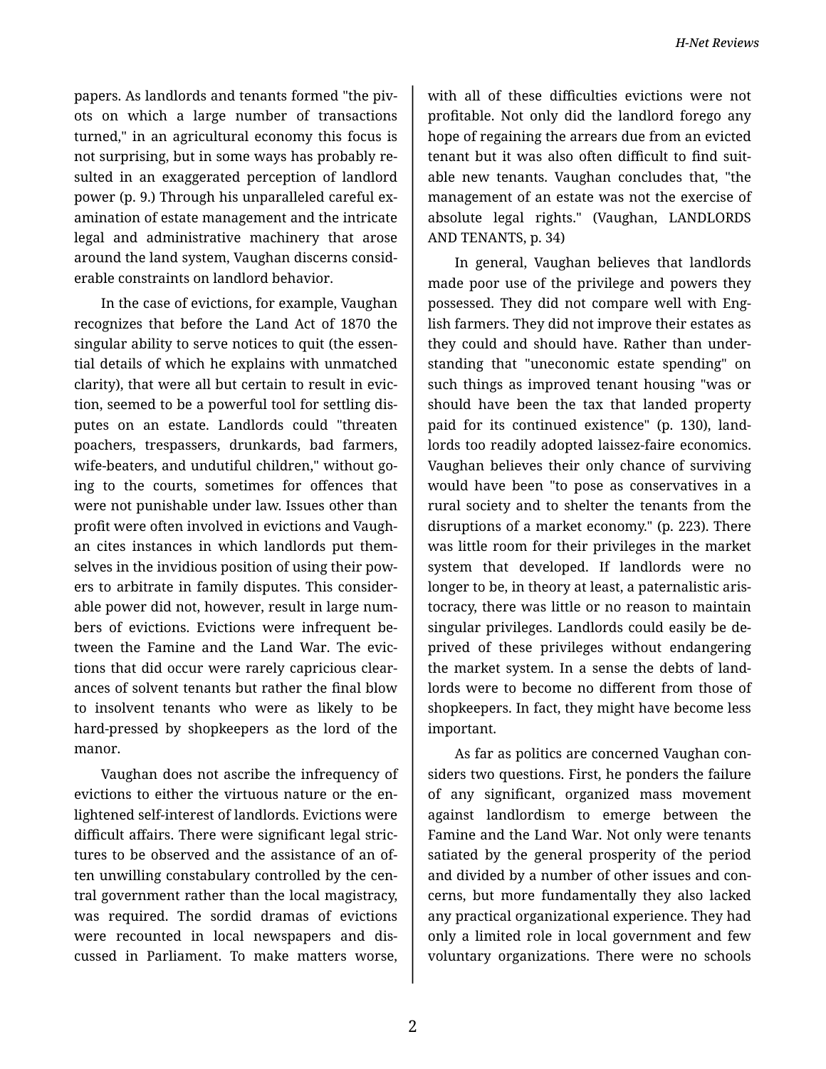papers. As landlords and tenants formed "the pivots on which a large number of transactions turned," in an agricultural economy this focus is not surprising, but in some ways has probably resulted in an exaggerated perception of landlord power (p. 9.) Through his unparalleled careful examination of estate management and the intricate legal and administrative machinery that arose around the land system, Vaughan discerns considerable constraints on landlord behavior.

In the case of evictions, for example, Vaughan recognizes that before the Land Act of 1870 the singular ability to serve notices to quit (the essential details of which he explains with unmatched clarity), that were all but certain to result in eviction, seemed to be a powerful tool for settling disputes on an estate. Landlords could "threaten poachers, trespassers, drunkards, bad farmers, wife-beaters, and undutiful children," without going to the courts, sometimes for offences that were not punishable under law. Issues other than profit were often involved in evictions and Vaughan cites instances in which landlords put themselves in the invidious position of using their powers to arbitrate in family disputes. This considerable power did not, however, result in large numbers of evictions. Evictions were infrequent between the Famine and the Land War. The evictions that did occur were rarely capricious clearances of solvent tenants but rather the final blow to insolvent tenants who were as likely to be hard-pressed by shopkeepers as the lord of the manor.

Vaughan does not ascribe the infrequency of evictions to either the virtuous nature or the enlightened self-interest of landlords. Evictions were difficult affairs. There were significant legal strictures to be observed and the assistance of an often unwilling constabulary controlled by the central government rather than the local magistracy, was required. The sordid dramas of evictions were recounted in local newspapers and discussed in Parliament. To make matters worse, with all of these difficulties evictions were not profitable. Not only did the landlord forego any hope of regaining the arrears due from an evicted tenant but it was also often difficult to find suitable new tenants. Vaughan concludes that, "the management of an estate was not the exercise of absolute legal rights." (Vaughan, LANDLORDS AND TENANTS, p. 34)

In general, Vaughan believes that landlords made poor use of the privilege and powers they possessed. They did not compare well with English farmers. They did not improve their estates as they could and should have. Rather than understanding that "uneconomic estate spending" on such things as improved tenant housing "was or should have been the tax that landed property paid for its continued existence" (p. 130), landlords too readily adopted laissez-faire economics. Vaughan believes their only chance of surviving would have been "to pose as conservatives in a rural society and to shelter the tenants from the disruptions of a market economy." (p. 223). There was little room for their privileges in the market system that developed. If landlords were no longer to be, in theory at least, a paternalistic aristocracy, there was little or no reason to maintain singular privileges. Landlords could easily be deprived of these privileges without endangering the market system. In a sense the debts of landlords were to become no different from those of shopkeepers. In fact, they might have become less important.

As far as politics are concerned Vaughan considers two questions. First, he ponders the failure of any significant, organized mass movement against landlordism to emerge between the Famine and the Land War. Not only were tenants satiated by the general prosperity of the period and divided by a number of other issues and concerns, but more fundamentally they also lacked any practical organizational experience. They had only a limited role in local government and few voluntary organizations. There were no schools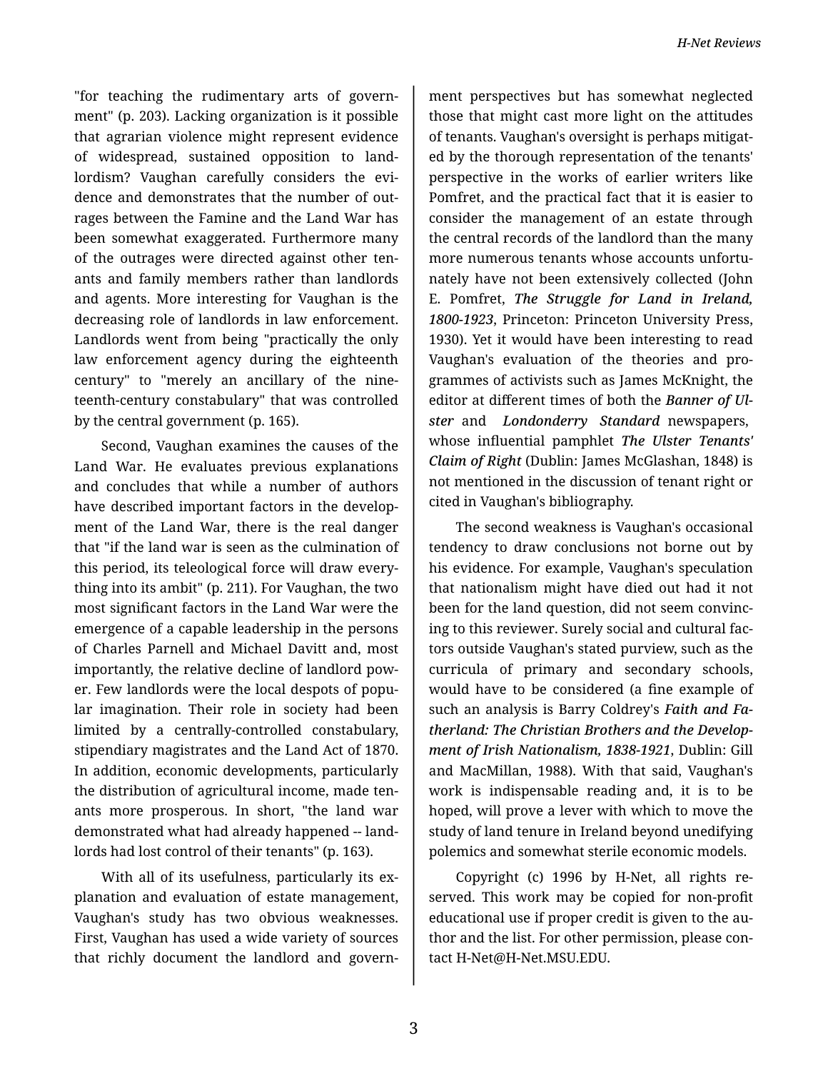"for teaching the rudimentary arts of government" (p. 203). Lacking organization is it possible that agrarian violence might represent evidence of widespread, sustained opposition to landlordism? Vaughan carefully considers the evidence and demonstrates that the number of outrages between the Famine and the Land War has been somewhat exaggerated. Furthermore many of the outrages were directed against other tenants and family members rather than landlords and agents. More interesting for Vaughan is the decreasing role of landlords in law enforcement. Landlords went from being "practically the only law enforcement agency during the eighteenth century" to "merely an ancillary of the nineteenth-century constabulary" that was controlled by the central government (p. 165).

Second, Vaughan examines the causes of the Land War. He evaluates previous explanations and concludes that while a number of authors have described important factors in the development of the Land War, there is the real danger that "if the land war is seen as the culmination of this period, its teleological force will draw everything into its ambit" (p. 211). For Vaughan, the two most significant factors in the Land War were the emergence of a capable leadership in the persons of Charles Parnell and Michael Davitt and, most importantly, the relative decline of landlord power. Few landlords were the local despots of popular imagination. Their role in society had been limited by a centrally-controlled constabulary, stipendiary magistrates and the Land Act of 1870. In addition, economic developments, particularly the distribution of agricultural income, made tenants more prosperous. In short, "the land war demonstrated what had already happened -- landlords had lost control of their tenants" (p. 163).

With all of its usefulness, particularly its explanation and evaluation of estate management, Vaughan's study has two obvious weaknesses. First, Vaughan has used a wide variety of sources that richly document the landlord and government perspectives but has somewhat neglected those that might cast more light on the attitudes of tenants. Vaughan's oversight is perhaps mitigated by the thorough representation of the tenants' perspective in the works of earlier writers like Pomfret, and the practical fact that it is easier to consider the management of an estate through the central records of the landlord than the many more numerous tenants whose accounts unfortunately have not been extensively collected (John E. Pomfret, ***The Struggle for Land in Ireland, 1800-1923***, Princeton: Princeton University Press, 1930). Yet it would have been interesting to read Vaughan's evaluation of the theories and programmes of activists such as James McKnight, the editor at different times of both the ***Banner of Ulster*** and ***Londonderry Standard*** newspapers, whose influential pamphlet ***The Ulster Tenants' Claim of Right*** (Dublin: James McGlashan, 1848) is not mentioned in the discussion of tenant right or cited in Vaughan's bibliography.

The second weakness is Vaughan's occasional tendency to draw conclusions not borne out by his evidence. For example, Vaughan's speculation that nationalism might have died out had it not been for the land question, did not seem convincing to this reviewer. Surely social and cultural factors outside Vaughan's stated purview, such as the curricula of primary and secondary schools, would have to be considered (a fine example of such an analysis is Barry Coldrey's ***Faith and Fatherland: The Christian Brothers and the Development of Irish Nationalism, 1838-1921***, Dublin: Gill and MacMillan, 1988). With that said, Vaughan's work is indispensable reading and, it is to be hoped, will prove a lever with which to move the study of land tenure in Ireland beyond unedifying polemics and somewhat sterile economic models.

Copyright (c) 1996 by H-Net, all rights reserved. This work may be copied for non-profit educational use if proper credit is given to the author and the list. For other permission, please contact H-Net@H-Net.MSU.EDU.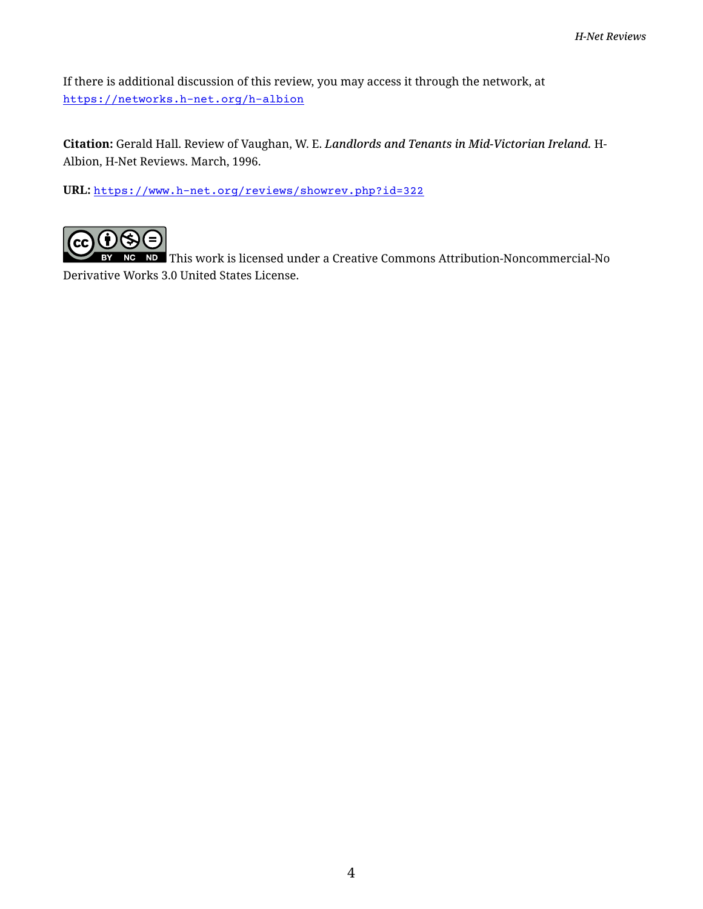If there is additional discussion of this review, you may access it through the network, at https://networks.h-net.org/h-albion

**Citation:** Gerald Hall. Review of Vaughan, W. E. *Landlords and Tenants in Mid-Victorian Ireland.* H-Albion, H-Net Reviews. March, 1996.

**URL:** https://www.h-net.org/reviews/showrev.php?id=322

This work is licensed under a Creative Commons Attribution-Noncommercial-No Derivative Works 3.0 United States License.